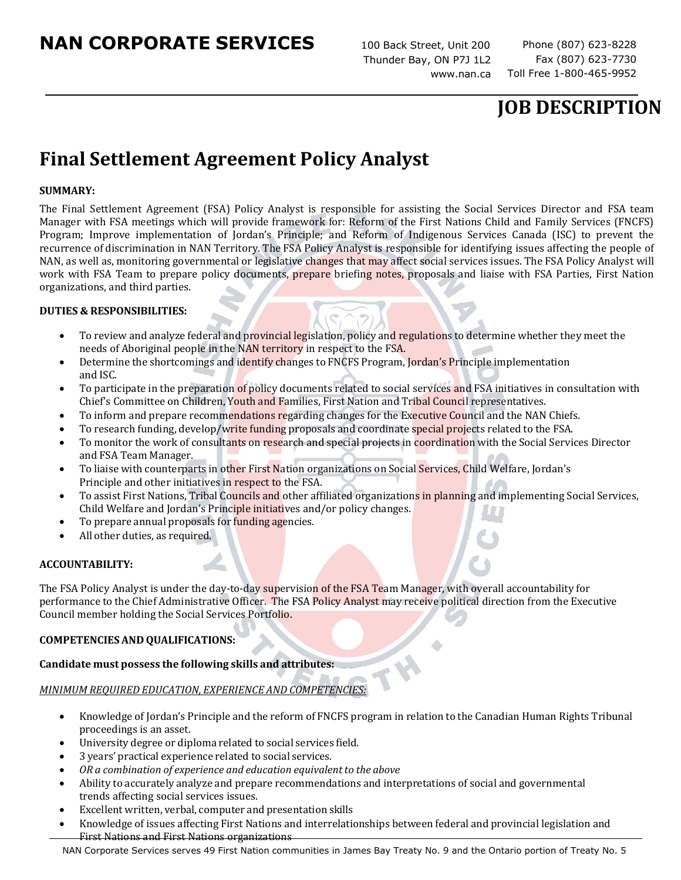# NAN CORPORATE SERVICES

100 Back Street, Unit 200
Thunder Bay, ON P7J 1L2
www.nan.ca

Phone (807) 623-8228
Fax (807) 623-7730
Toll Free 1-800-465-9952

## JOB DESCRIPTION

# Final Settlement Agreement Policy Analyst

**SUMMARY:**

The Final Settlement Agreement (FSA) Policy Analyst is responsible for assisting the Social Services Director and FSA team Manager with FSA meetings which will provide framework for: Reform of the First Nations Child and Family Services (FNCFS) Program; Improve implementation of Jordan's Principle; and Reform of Indigenous Services Canada (ISC) to prevent the recurrence of discrimination in NAN Territory. The FSA Policy Analyst is responsible for identifying issues affecting the people of NAN, as well as, monitoring governmental or legislative changes that may affect social services issues. The FSA Policy Analyst will work with FSA Team to prepare policy documents, prepare briefing notes, proposals and liaise with FSA Parties, First Nation organizations, and third parties.

**DUTIES & RESPONSIBILITIES:**

- To review and analyze federal and provincial legislation, policy and regulations to determine whether they meet the needs of Aboriginal people in the NAN territory in respect to the FSA.
- Determine the shortcomings and identify changes to FNCFS Program, Jordan's Principle implementation and ISC.
- To participate in the preparation of policy documents related to social services and FSA initiatives in consultation with Chief's Committee on Children, Youth and Families, First Nation and Tribal Council representatives.
- To inform and prepare recommendations regarding changes for the Executive Council and the NAN Chiefs.
- To research funding, develop/write funding proposals and coordinate special projects related to the FSA.
- To monitor the work of consultants on research and special projects in coordination with the Social Services Director and FSA Team Manager.
- To liaise with counterparts in other First Nation organizations on Social Services, Child Welfare, Jordan's Principle and other initiatives in respect to the FSA.
- To assist First Nations, Tribal Councils and other affiliated organizations in planning and implementing Social Services, Child Welfare and Jordan's Principle initiatives and/or policy changes.
- To prepare annual proposals for funding agencies.
- All other duties, as required.

**ACCOUNTABILITY:**

The FSA Policy Analyst is under the day-to-day supervision of the FSA Team Manager, with overall accountability for performance to the Chief Administrative Officer. The FSA Policy Analyst may receive political direction from the Executive Council member holding the Social Services Portfolio.

**COMPETENCIES AND QUALIFICATIONS:**

**Candidate must possess the following skills and attributes:**

*MINIMUM REQUIRED EDUCATION, EXPERIENCE AND COMPETENCIES:*

- Knowledge of Jordan's Principle and the reform of FNCFS program in relation to the Canadian Human Rights Tribunal proceedings is an asset.
- University degree or diploma related to social services field.
- 3 years' practical experience related to social services.
- *OR a combination of experience and education equivalent to the above*
- Ability to accurately analyze and prepare recommendations and interpretations of social and governmental trends affecting social services issues.
- Excellent written, verbal, computer and presentation skills
- Knowledge of issues affecting First Nations and interrelationships between federal and provincial legislation and First Nations and First Nations organizations

NAN Corporate Services serves 49 First Nation communities in James Bay Treaty No. 9 and the Ontario portion of Treaty No. 5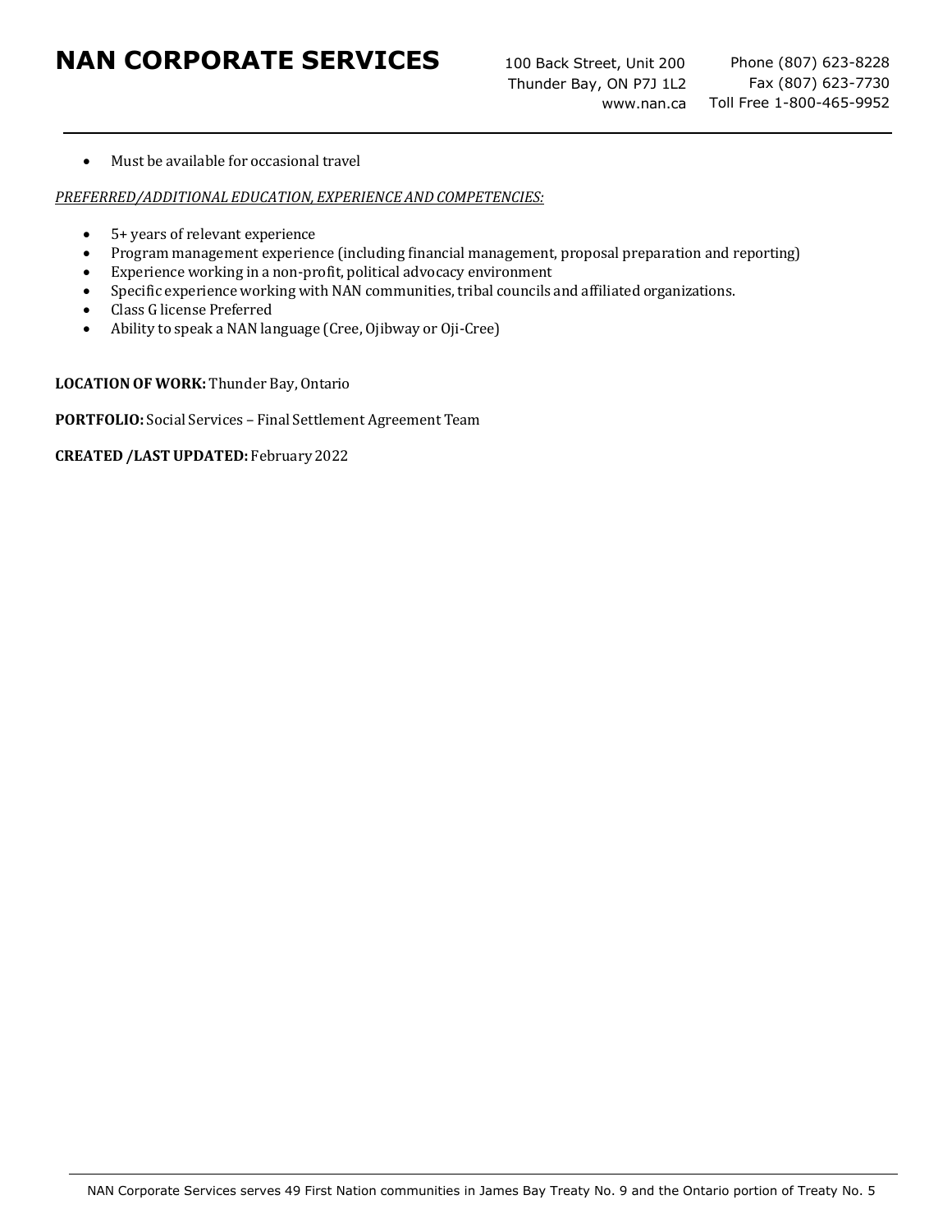- Must be available for occasional travel

*PREFERRED/ADDITIONAL EDUCATION, EXPERIENCE AND COMPETENCIES:*

- 5+ years of relevant experience
- Program management experience (including financial management, proposal preparation and reporting)
- Experience working in a non-profit, political advocacy environment
- Specific experience working with NAN communities, tribal councils and affiliated organizations.
- Class G license Preferred
- Ability to speak a NAN language (Cree, Ojibway or Oji-Cree)

**LOCATION OF WORK:** Thunder Bay, Ontario

**PORTFOLIO:** Social Services – Final Settlement Agreement Team

**CREATED /LAST UPDATED:** February 2022